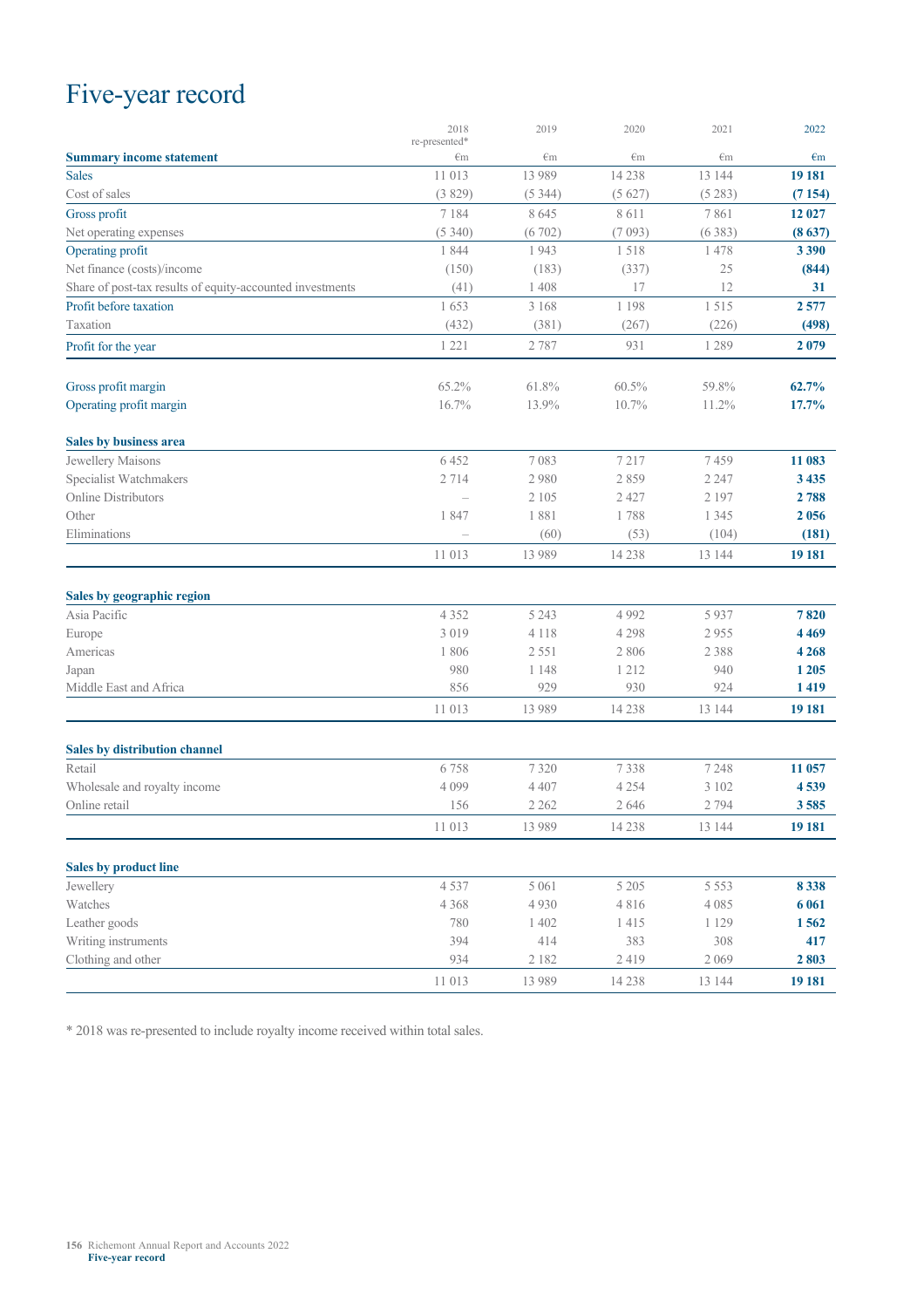# Five-year record

| Summary income statement | 2018 re-presented* €m | 2019 €m | 2020 €m | 2021 €m | 2022 €m |
|---|---|---|---|---|---|
| Sales | 11 013 | 13 989 | 14 238 | 13 144 | **19 181** |
| Cost of sales | (3 829) | (5 344) | (5 627) | (5 283) | **(7 154)** |
| Gross profit | 7 184 | 8 645 | 8 611 | 7 861 | **12 027** |
| Net operating expenses | (5 340) | (6 702) | (7 093) | (6 383) | **(8 637)** |
| Operating profit | 1 844 | 1 943 | 1 518 | 1 478 | **3 390** |
| Net finance (costs)/income | (150) | (183) | (337) | 25 | **(844)** |
| Share of post-tax results of equity-accounted investments | (41) | 1 408 | 17 | 12 | **31** |
| Profit before taxation | 1 653 | 3 168 | 1 198 | 1 515 | **2 577** |
| Taxation | (432) | (381) | (267) | (226) | **(498)** |
| Profit for the year | 1 221 | 2 787 | 931 | 1 289 | **2 079** |
| | | | | | |
| Gross profit margin | 65.2% | 61.8% | 60.5% | 59.8% | **62.7%** |
| Operating profit margin | 16.7% | 13.9% | 10.7% | 11.2% | **17.7%** |
| | | | | | |
| **Sales by business area** | | | | | |
| Jewellery Maisons | 6 452 | 7 083 | 7 217 | 7 459 | **11 083** |
| Specialist Watchmakers | 2 714 | 2 980 | 2 859 | 2 247 | **3 435** |
| Online Distributors | – | 2 105 | 2 427 | 2 197 | **2 788** |
| Other | 1 847 | 1 881 | 1 788 | 1 345 | **2 056** |
| Eliminations | – | (60) | (53) | (104) | **(181)** |
| | 11 013 | 13 989 | 14 238 | 13 144 | **19 181** |
| | | | | | |
| **Sales by geographic region** | | | | | |
| Asia Pacific | 4 352 | 5 243 | 4 992 | 5 937 | **7 820** |
| Europe | 3 019 | 4 118 | 4 298 | 2 955 | **4 469** |
| Americas | 1 806 | 2 551 | 2 806 | 2 388 | **4 268** |
| Japan | 980 | 1 148 | 1 212 | 940 | **1 205** |
| Middle East and Africa | 856 | 929 | 930 | 924 | **1 419** |
| | 11 013 | 13 989 | 14 238 | 13 144 | **19 181** |
| | | | | | |
| **Sales by distribution channel** | | | | | |
| Retail | 6 758 | 7 320 | 7 338 | 7 248 | **11 057** |
| Wholesale and royalty income | 4 099 | 4 407 | 4 254 | 3 102 | **4 539** |
| Online retail | 156 | 2 262 | 2 646 | 2 794 | **3 585** |
| | 11 013 | 13 989 | 14 238 | 13 144 | **19 181** |
| | | | | | |
| **Sales by product line** | | | | | |
| Jewellery | 4 537 | 5 061 | 5 205 | 5 553 | **8 338** |
| Watches | 4 368 | 4 930 | 4 816 | 4 085 | **6 061** |
| Leather goods | 780 | 1 402 | 1 415 | 1 129 | **1 562** |
| Writing instruments | 394 | 414 | 383 | 308 | **417** |
| Clothing and other | 934 | 2 182 | 2 419 | 2 069 | **2 803** |
| | 11 013 | 13 989 | 14 238 | 13 144 | **19 181** |

* 2018 was re-presented to include royalty income received within total sales.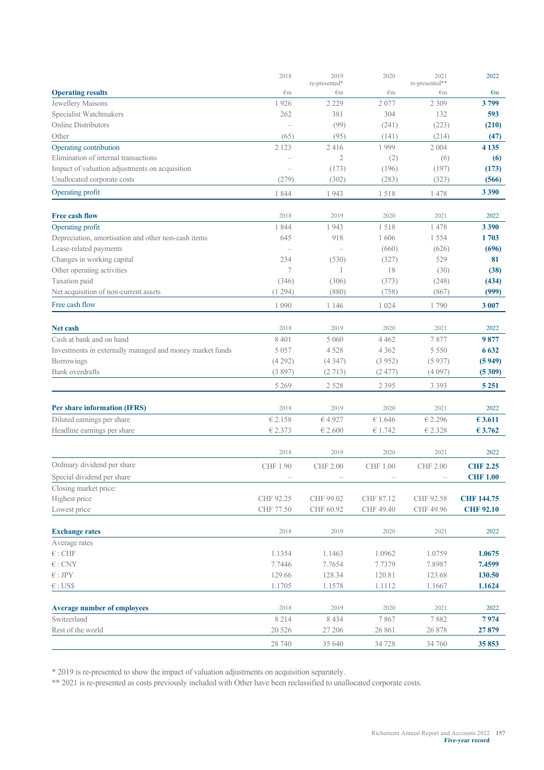| Operating results | 2018<br>€m | 2019<br>re-presented*<br>€m | 2020<br>€m | 2021<br>re-presented**<br>€m | 2022<br>€m |
|---|---|---|---|---|---|
| Jewellery Maisons | 1 926 | 2 229 | 2 077 | 2 309 | **3 799** |
| Specialist Watchmakers | 262 | 381 | 304 | 132 | **593** |
| Online Distributors | – | (99) | (241) | (223) | **(210)** |
| Other | (65) | (95) | (141) | (214) | **(47)** |
| Operating contribution | 2 123 | 2 416 | 1 999 | 2 004 | **4 135** |
| Elimination of internal transactions | – | 2 | (2) | (6) | **(6)** |
| Impact of valuation adjustments on acquisition | – | (173) | (196) | (197) | **(173)** |
| Unallocated corporate costs | (279) | (302) | (283) | (323) | **(566)** |
| Operating profit | 1 844 | 1 943 | 1 518 | 1 478 | **3 390** |

| Free cash flow | 2018 | 2019 | 2020 | 2021 | 2022 |
|---|---|---|---|---|---|
| Operating profit | 1 844 | 1 943 | 1 518 | 1 478 | **3 390** |
| Depreciation, amortisation and other non-cash items | 645 | 918 | 1 606 | 1 554 | **1 703** |
| Lease-related payments | – | – | (660) | (626) | **(696)** |
| Changes in working capital | 234 | (530) | (327) | 529 | **81** |
| Other operating activities | 7 | 1 | 18 | (30) | **(38)** |
| Taxation paid | (346) | (306) | (373) | (248) | **(434)** |
| Net acquisition of non-current assets | (1 294) | (880) | (758) | (867) | **(999)** |
| Free cash flow | 1 090 | 1 146 | 1 024 | 1 790 | **3 007** |

| Net cash | 2018 | 2019 | 2020 | 2021 | 2022 |
|---|---|---|---|---|---|
| Cash at bank and on hand | 8 401 | 5 060 | 4 462 | 7 877 | **9 877** |
| Investments in externally managed and money market funds | 5 057 | 4 528 | 4 362 | 5 550 | **6 632** |
| Borrowings | (4 292) | (4 347) | (3 952) | (5 937) | **(5 949)** |
| Bank overdrafts | (3 897) | (2 713) | (2 477) | (4 097) | **(5 309)** |
| | 5 269 | 2 528 | 2 395 | 3 393 | **5 251** |

| Per share information (IFRS) | 2018 | 2019 | 2020 | 2021 | 2022 |
|---|---|---|---|---|---|
| Diluted earnings per share | € 2.158 | € 4.927 | € 1.646 | € 2.296 | **€ 3.611** |
| Headline earnings per share | € 2.373 | € 2.600 | € 1.742 | € 2.328 | **€ 3.762** |

| | 2018 | 2019 | 2020 | 2021 | 2022 |
|---|---|---|---|---|---|
| Ordinary dividend per share | CHF 1.90 | CHF 2.00 | CHF 1.00 | CHF 2.00 | **CHF 2.25** |
| Special dividend per share | – | – | – | – | **CHF 1.00** |
| Closing market price: | | | | | |
| Highest price | CHF 92.25 | CHF 99.02 | CHF 87.12 | CHF 92.58 | **CHF 144.75** |
| Lowest price | CHF 77.50 | CHF 60.92 | CHF 49.40 | CHF 49.96 | **CHF 92.10** |

| Exchange rates | 2018 | 2019 | 2020 | 2021 | 2022 |
|---|---|---|---|---|---|
| Average rates | | | | | |
| € : CHF | 1.1354 | 1.1463 | 1.0962 | 1.0759 | **1.0675** |
| € : CNY | 7.7446 | 7.7654 | 7.7379 | 7.8987 | **7.4599** |
| € : JPY | 129.66 | 128.34 | 120.81 | 123.68 | **130.50** |
| € : US$ | 1.1705 | 1.1578 | 1.1112 | 1.1667 | **1.1624** |

| Average number of employees | 2018 | 2019 | 2020 | 2021 | 2022 |
|---|---|---|---|---|---|
| Switzerland | 8 214 | 8 434 | 7 867 | 7 882 | **7 974** |
| Rest of the world | 20 526 | 27 206 | 26 861 | 26 878 | **27 879** |
| | 28 740 | 35 640 | 34 728 | 34 760 | **35 853** |

* 2019 is re-presented to show the impact of valuation adjustments on acquisition separately.

** 2021 is re-presented as costs previously included with Other have been reclassified to unallocated corporate costs.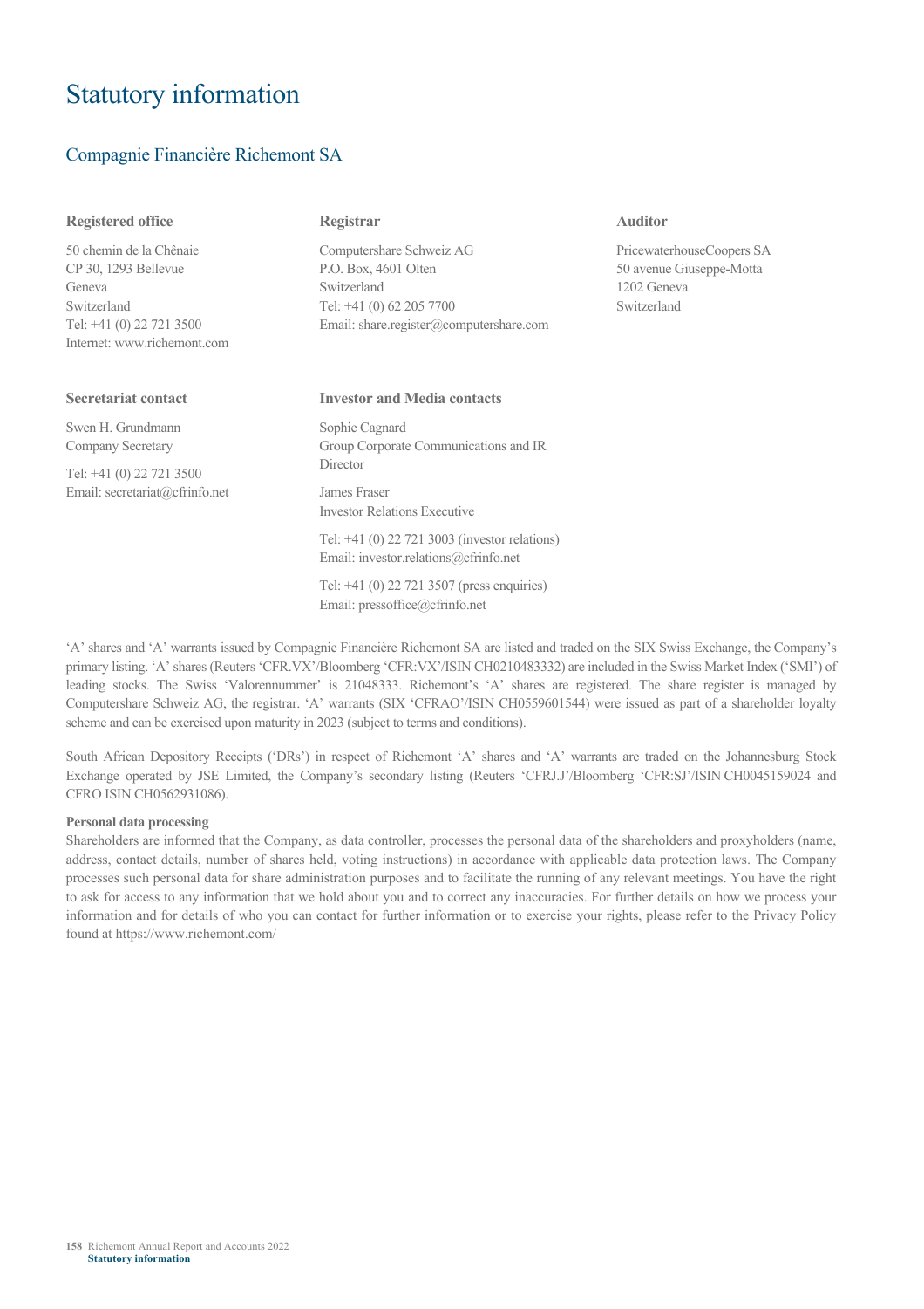# Statutory information

## Compagnie Financière Richemont SA

### Registered office

50 chemin de la Chênaie
CP 30, 1293 Bellevue
Geneva
Switzerland
Tel: +41 (0) 22 721 3500
Internet: www.richemont.com

### Registrar

Computershare Schweiz AG
P.O. Box, 4601 Olten
Switzerland
Tel: +41 (0) 62 205 7700
Email: share.register@computershare.com

### Auditor

PricewaterhouseCoopers SA
50 avenue Giuseppe-Motta
1202 Geneva
Switzerland

### Secretariat contact

Swen H. Grundmann
Company Secretary

Tel: +41 (0) 22 721 3500
Email: secretariat@cfrinfo.net

### Investor and Media contacts

Sophie Cagnard
Group Corporate Communications and IR Director

James Fraser
Investor Relations Executive

Tel: +41 (0) 22 721 3003 (investor relations)
Email: investor.relations@cfrinfo.net

Tel: +41 (0) 22 721 3507 (press enquiries)
Email: pressoffice@cfrinfo.net

'A' shares and 'A' warrants issued by Compagnie Financière Richemont SA are listed and traded on the SIX Swiss Exchange, the Company's primary listing. 'A' shares (Reuters 'CFR.VX'/Bloomberg 'CFR:VX'/ISIN CH0210483332) are included in the Swiss Market Index ('SMI') of leading stocks. The Swiss 'Valorennummer' is 21048333. Richemont's 'A' shares are registered. The share register is managed by Computershare Schweiz AG, the registrar. 'A' warrants (SIX 'CFRAO'/ISIN CH0559601544) were issued as part of a shareholder loyalty scheme and can be exercised upon maturity in 2023 (subject to terms and conditions).

South African Depository Receipts ('DRs') in respect of Richemont 'A' shares and 'A' warrants are traded on the Johannesburg Stock Exchange operated by JSE Limited, the Company's secondary listing (Reuters 'CFRJ.J'/Bloomberg 'CFR:SJ'/ISIN CH0045159024 and CFRO ISIN CH0562931086).

**Personal data processing**

Shareholders are informed that the Company, as data controller, processes the personal data of the shareholders and proxyholders (name, address, contact details, number of shares held, voting instructions) in accordance with applicable data protection laws. The Company processes such personal data for share administration purposes and to facilitate the running of any relevant meetings. You have the right to ask for access to any information that we hold about you and to correct any inaccuracies. For further details on how we process your information and for details of who you can contact for further information or to exercise your rights, please refer to the Privacy Policy found at https://www.richemont.com/